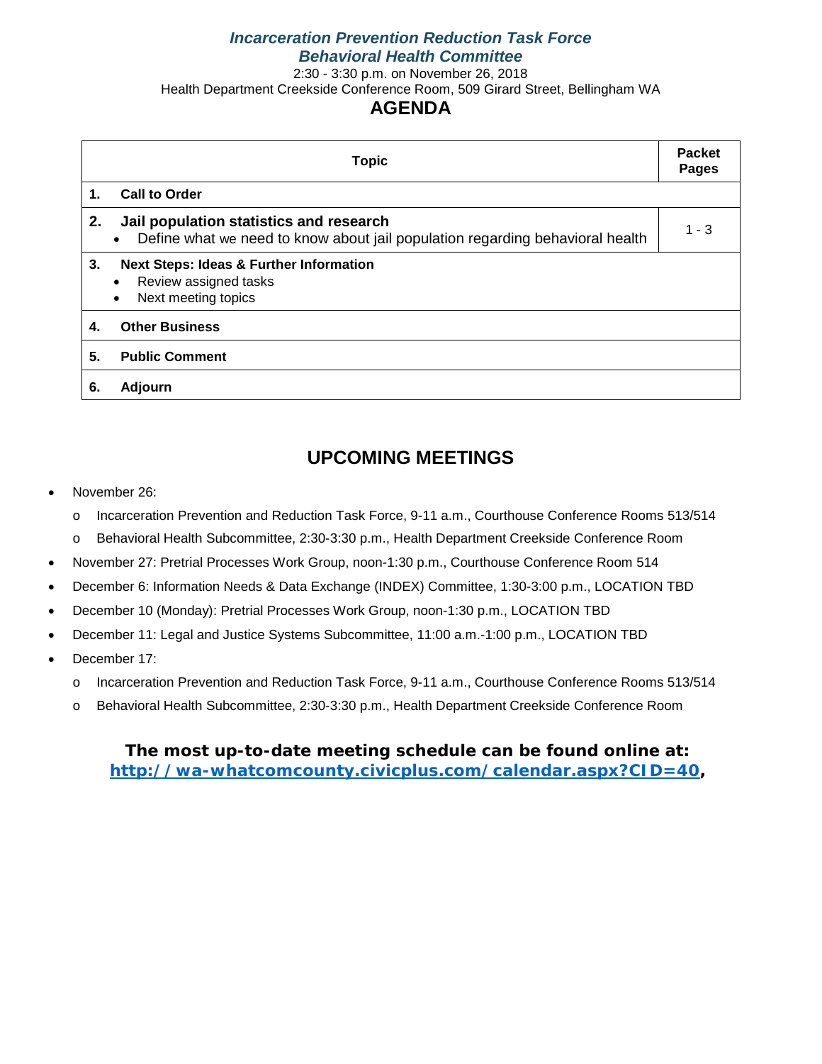***Incarceration Prevention Reduction Task Force***
***Behavioral Health Committee***

2:30 - 3:30 p.m. on November 26, 2018

Health Department Creekside Conference Room, 509 Girard Street, Bellingham WA

# AGENDA

| Topic | Packet Pages |
|---|---|
| **1. Call to Order** | |
| **2. Jail population statistics and research**<br>• Define what we need to know about jail population regarding behavioral health | 1 - 3 |
| **3. Next Steps: Ideas & Further Information**<br>• Review assigned tasks<br>• Next meeting topics | |
| **4. Other Business** | |
| **5. Public Comment** | |
| **6. Adjourn** | |

## UPCOMING MEETINGS

- November 26:
  - Incarceration Prevention and Reduction Task Force, 9-11 a.m., Courthouse Conference Rooms 513/514
  - Behavioral Health Subcommittee, 2:30-3:30 p.m., Health Department Creekside Conference Room
- November 27: Pretrial Processes Work Group, noon-1:30 p.m., Courthouse Conference Room 514
- December 6: Information Needs & Data Exchange (INDEX) Committee, 1:30-3:00 p.m., LOCATION TBD
- December 10 (Monday): Pretrial Processes Work Group, noon-1:30 p.m., LOCATION TBD
- December 11: Legal and Justice Systems Subcommittee, 11:00 a.m.-1:00 p.m., LOCATION TBD
- December 17:
  - Incarceration Prevention and Reduction Task Force, 9-11 a.m., Courthouse Conference Rooms 513/514
  - Behavioral Health Subcommittee, 2:30-3:30 p.m., Health Department Creekside Conference Room

**The most up-to-date meeting schedule can be found online at:**
**http://wa-whatcomcounty.civicplus.com/calendar.aspx?CID=40,**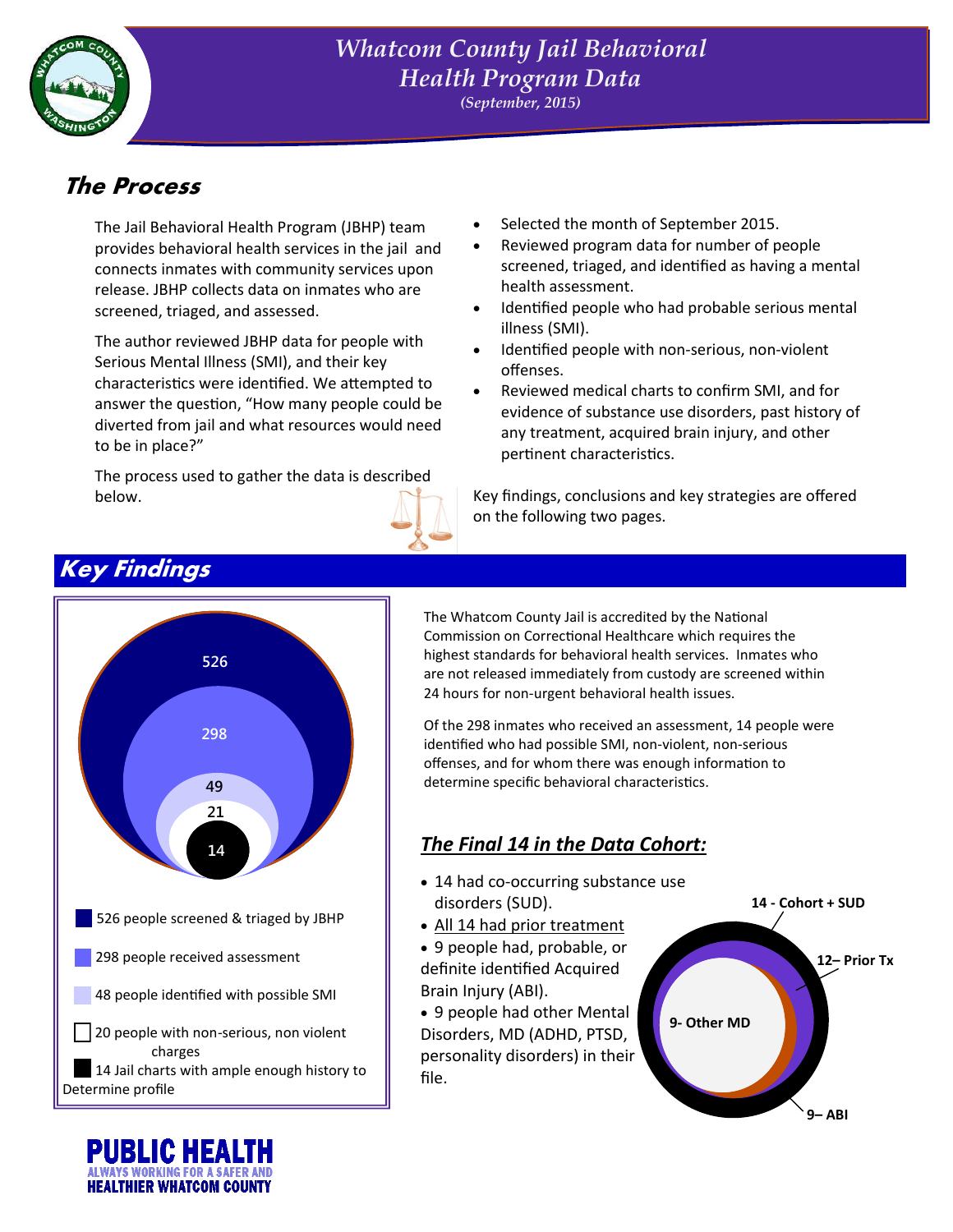# Whatcom County Jail Behavioral Health Program Data

*(September, 2015)*

## The Process

The Jail Behavioral Health Program (JBHP) team provides behavioral health services in the jail and connects inmates with community services upon release. JBHP collects data on inmates who are screened, triaged, and assessed.

The author reviewed JBHP data for people with Serious Mental Illness (SMI), and their key characteristics were identified. We attempted to answer the question, "How many people could be diverted from jail and what resources would need to be in place?"

The process used to gather the data is described below.

- Selected the month of September 2015.
- Reviewed program data for number of people screened, triaged, and identified as having a mental health assessment.
- Identified people who had probable serious mental illness (SMI).
- Identified people with non-serious, non-violent offenses.
- Reviewed medical charts to confirm SMI, and for evidence of substance use disorders, past history of any treatment, acquired brain injury, and other pertinent characteristics.

Key findings, conclusions and key strategies are offered on the following two pages.

## Key Findings

526

298

49

21

14

- 526 people screened & triaged by JBHP
- 298 people received assessment
- 48 people identified with possible SMI
- 20 people with non-serious, non violent charges
- 14 Jail charts with ample enough history to Determine profile

The Whatcom County Jail is accredited by the National Commission on Correctional Healthcare which requires the highest standards for behavioral health services. Inmates who are not released immediately from custody are screened within 24 hours for non-urgent behavioral health issues.

Of the 298 inmates who received an assessment, 14 people were identified who had possible SMI, non-violent, non-serious offenses, and for whom there was enough information to determine specific behavioral characteristics.

### *The Final 14 in the Data Cohort:*

- 14 had co-occurring substance use disorders (SUD).
- All 14 had prior treatment
- 9 people had, probable, or definite identified Acquired Brain Injury (ABI).
- 9 people had other Mental Disorders, MD (ADHD, PTSD, personality disorders) in their file.

14 - Cohort + SUD

12– Prior Tx

9- Other MD

9– ABI

**PUBLIC HEALTH**
ALWAYS WORKING FOR A SAFER AND HEALTHIER WHATCOM COUNTY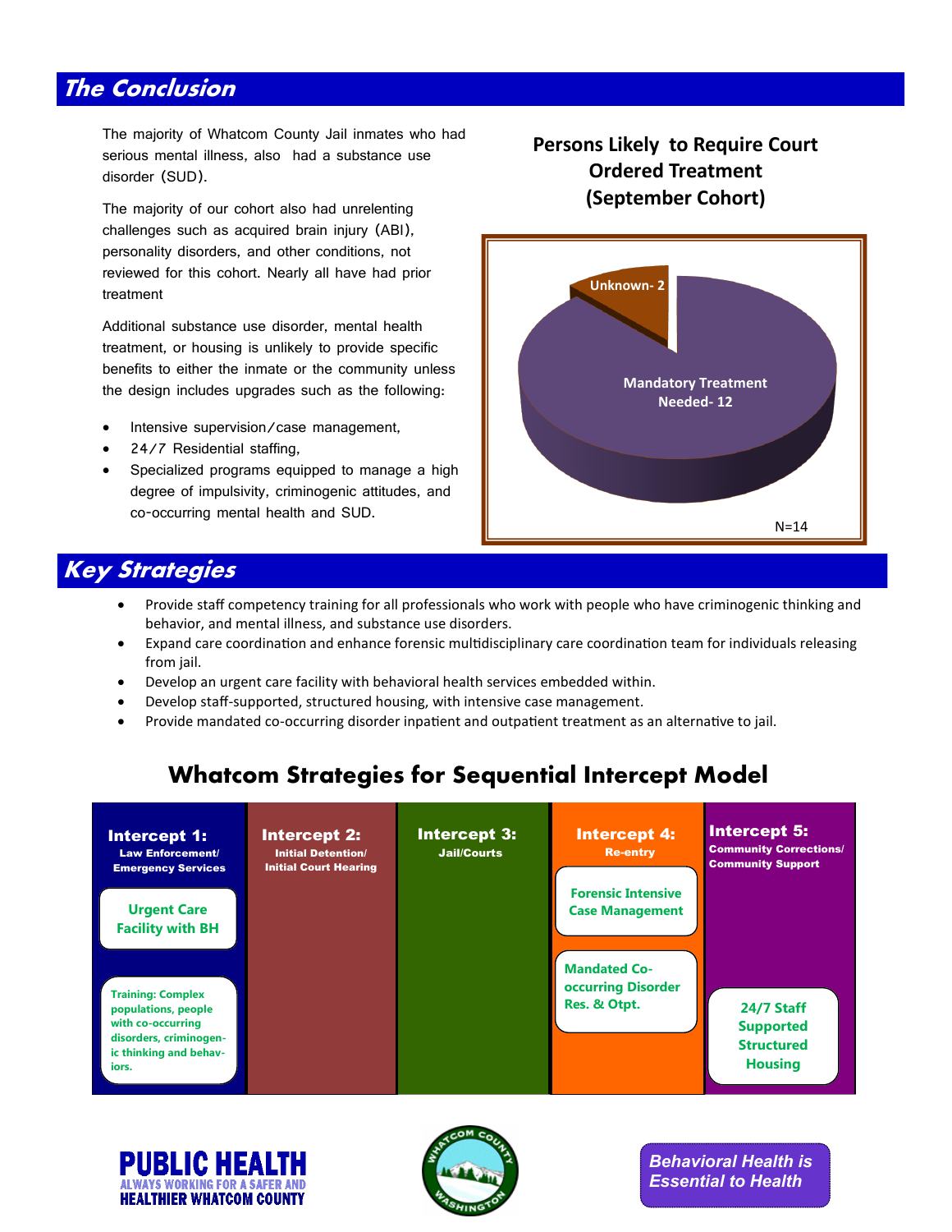## The Conclusion

The majority of Whatcom County Jail inmates who had serious mental illness, also had a substance use disorder (SUD).

The majority of our cohort also had unrelenting challenges such as acquired brain injury (ABI), personality disorders, and other conditions, not reviewed for this cohort. Nearly all have had prior treatment

Additional substance use disorder, mental health treatment, or housing is unlikely to provide specific benefits to either the inmate or the community unless the design includes upgrades such as the following:

- Intensive supervision/case management,
- 24/7 Residential staffing,
- Specialized programs equipped to manage a high degree of impulsivity, criminogenic attitudes, and co-occurring mental health and SUD.

**Persons Likely to Require Court Ordered Treatment (September Cohort)**

Unknown- 2

Mandatory Treatment Needed- 12

N=14

## Key Strategies

- Provide staff competency training for all professionals who work with people who have criminogenic thinking and behavior, and mental illness, and substance use disorders.
- Expand care coordination and enhance forensic multidisciplinary care coordination team for individuals releasing from jail.
- Develop an urgent care facility with behavioral health services embedded within.
- Develop staff-supported, structured housing, with intensive case management.
- Provide mandated co-occurring disorder inpatient and outpatient treatment as an alternative to jail.

## Whatcom Strategies for Sequential Intercept Model

| Intercept 1: Law Enforcement/ Emergency Services | Intercept 2: Initial Detention/ Initial Court Hearing | Intercept 3: Jail/Courts | Intercept 4: Re-entry | Intercept 5: Community Corrections/ Community Support |
|---|---|---|---|---|
| Urgent Care Facility with BH | | | Forensic Intensive Case Management | |
| Training: Complex populations, people with co-occurring disorders, criminogenic thinking and behaviors. | | | Mandated Co-occurring Disorder Res. & Otpt. | 24/7 Staff Supported Structured Housing |

**PUBLIC HEALTH**
ALWAYS WORKING FOR A SAFER AND HEALTHIER WHATCOM COUNTY

WHATCOM COUNTY WASHINGTON

*Behavioral Health is Essential to Health*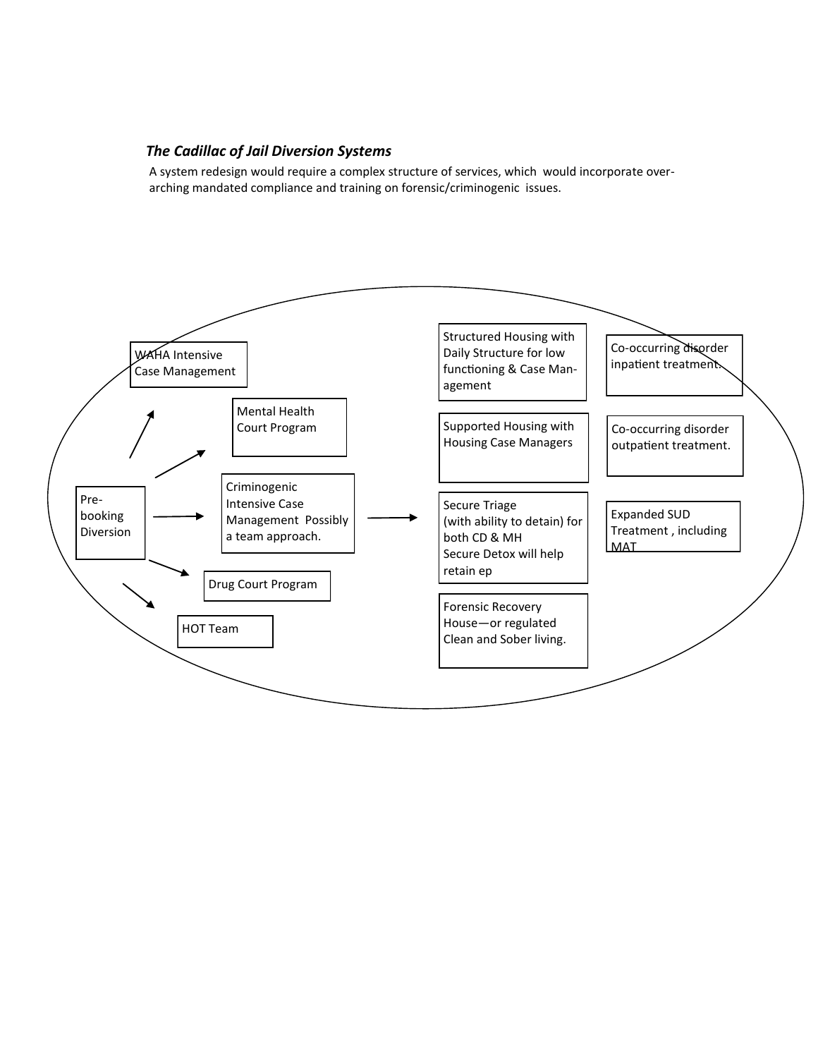***The Cadillac of Jail Diversion Systems***

A system redesign would require a complex structure of services, which would incorporate over-arching mandated compliance and training on forensic/criminogenic issues.

WAHA Intensive Case Management

Mental Health Court Program

Pre-booking Diversion

Criminogenic Intensive Case Management Possibly a team approach.

Drug Court Program

HOT Team

Structured Housing with Daily Structure for low functioning & Case Management

Supported Housing with Housing Case Managers

Secure Triage (with ability to detain) for both CD & MH Secure Detox will help retain ep

Forensic Recovery House—or regulated Clean and Sober living.

Co-occurring disorder inpatient treatment.

Co-occurring disorder outpatient treatment.

Expanded SUD Treatment , including MAT